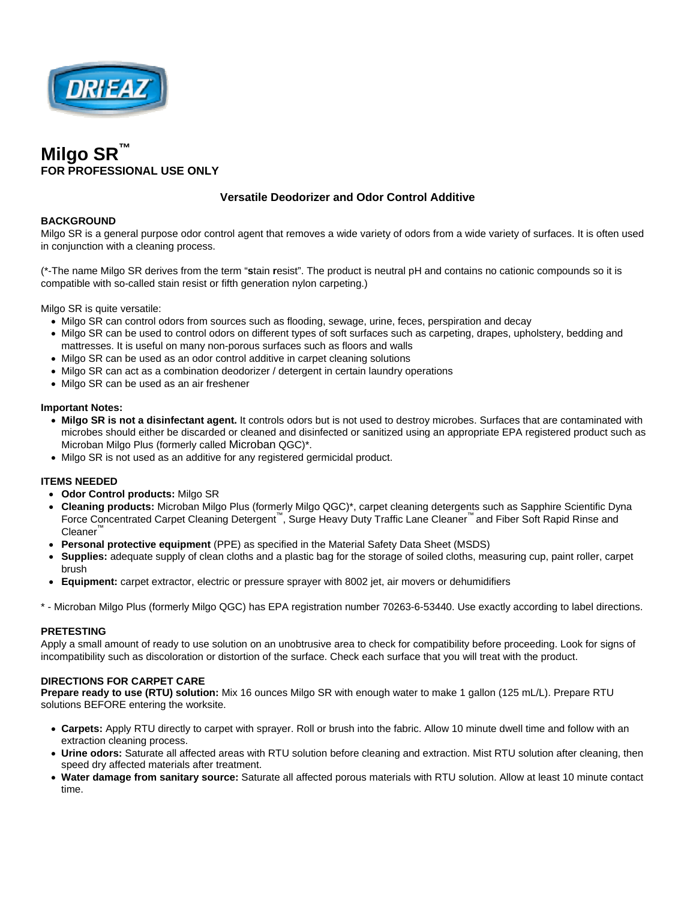DRIEAZ

# Milgo SR™

**FOR PROFESSIONAL USE ONLY**

### Versatile Deodorizer and Odor Control Additive

**BACKGROUND**

Milgo SR is a general purpose odor control agent that removes a wide variety of odors from a wide variety of surfaces. It is often used in conjunction with a cleaning process.

(*-The name Milgo SR derives from the term "**s**tain **r**esist". The product is neutral pH and contains no cationic compounds so it is compatible with so-called stain resist or fifth generation nylon carpeting.)

Milgo SR is quite versatile:

- Milgo SR can control odors from sources such as flooding, sewage, urine, feces, perspiration and decay
- Milgo SR can be used to control odors on different types of soft surfaces such as carpeting, drapes, upholstery, bedding and mattresses. It is useful on many non-porous surfaces such as floors and walls
- Milgo SR can be used as an odor control additive in carpet cleaning solutions
- Milgo SR can act as a combination deodorizer / detergent in certain laundry operations
- Milgo SR can be used as an air freshener

**Important Notes:**

- **Milgo SR is not a disinfectant agent.** It controls odors but is not used to destroy microbes. Surfaces that are contaminated with microbes should either be discarded or cleaned and disinfected or sanitized using an appropriate EPA registered product such as Microban Milgo Plus (formerly called Microban QGC)*.
- Milgo SR is not used as an additive for any registered germicidal product.

**ITEMS NEEDED**

- **Odor Control products:** Milgo SR
- **Cleaning products:** Microban Milgo Plus (formerly Milgo QGC)*, carpet cleaning detergents such as Sapphire Scientific Dyna Force Concentrated Carpet Cleaning Detergent™, Surge Heavy Duty Traffic Lane Cleaner™ and Fiber Soft Rapid Rinse and Cleaner™
- **Personal protective equipment** (PPE) as specified in the Material Safety Data Sheet (MSDS)
- **Supplies:** adequate supply of clean cloths and a plastic bag for the storage of soiled cloths, measuring cup, paint roller, carpet brush
- **Equipment:** carpet extractor, electric or pressure sprayer with 8002 jet, air movers or dehumidifiers

* - Microban Milgo Plus (formerly Milgo QGC) has EPA registration number 70263-6-53440. Use exactly according to label directions.

**PRETESTING**

Apply a small amount of ready to use solution on an unobtrusive area to check for compatibility before proceeding. Look for signs of incompatibility such as discoloration or distortion of the surface. Check each surface that you will treat with the product.

**DIRECTIONS FOR CARPET CARE**

**Prepare ready to use (RTU) solution:** Mix 16 ounces Milgo SR with enough water to make 1 gallon (125 mL/L). Prepare RTU solutions BEFORE entering the worksite.

- **Carpets:** Apply RTU directly to carpet with sprayer. Roll or brush into the fabric. Allow 10 minute dwell time and follow with an extraction cleaning process.
- **Urine odors:** Saturate all affected areas with RTU solution before cleaning and extraction. Mist RTU solution after cleaning, then speed dry affected materials after treatment.
- **Water damage from sanitary source:** Saturate all affected porous materials with RTU solution. Allow at least 10 minute contact time.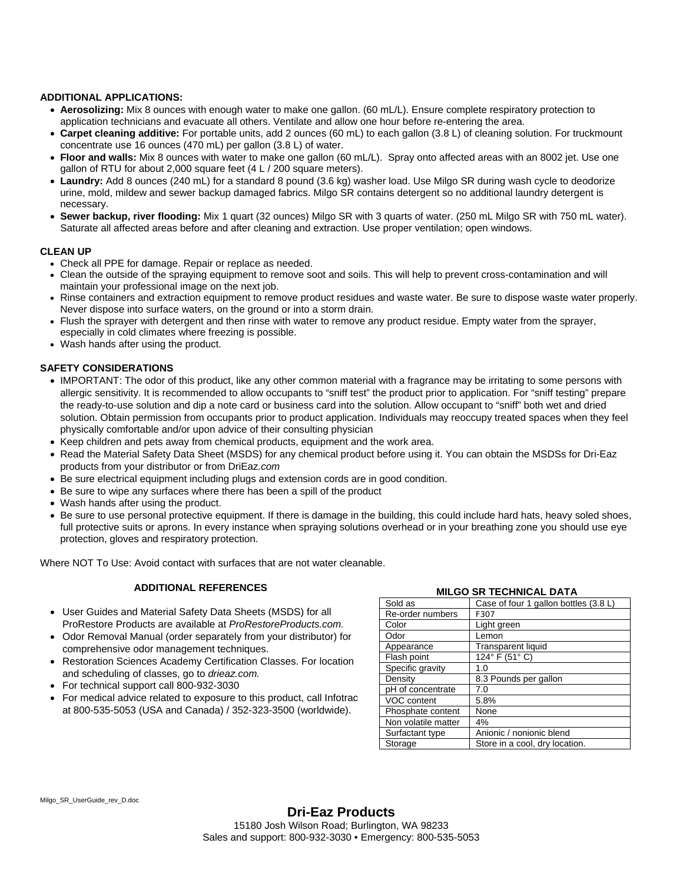**ADDITIONAL APPLICATIONS:**

- **Aerosolizing:** Mix 8 ounces with enough water to make one gallon. (60 mL/L). Ensure complete respiratory protection to application technicians and evacuate all others. Ventilate and allow one hour before re-entering the area.
- **Carpet cleaning additive:** For portable units, add 2 ounces (60 mL) to each gallon (3.8 L) of cleaning solution. For truckmount concentrate use 16 ounces (470 mL) per gallon (3.8 L) of water.
- **Floor and walls:** Mix 8 ounces with water to make one gallon (60 mL/L). Spray onto affected areas with an 8002 jet. Use one gallon of RTU for about 2,000 square feet (4 L / 200 square meters).
- **Laundry:** Add 8 ounces (240 mL) for a standard 8 pound (3.6 kg) washer load. Use Milgo SR during wash cycle to deodorize urine, mold, mildew and sewer backup damaged fabrics. Milgo SR contains detergent so no additional laundry detergent is necessary.
- **Sewer backup, river flooding:** Mix 1 quart (32 ounces) Milgo SR with 3 quarts of water. (250 mL Milgo SR with 750 mL water). Saturate all affected areas before and after cleaning and extraction. Use proper ventilation; open windows.

**CLEAN UP**

- Check all PPE for damage. Repair or replace as needed.
- Clean the outside of the spraying equipment to remove soot and soils. This will help to prevent cross-contamination and will maintain your professional image on the next job.
- Rinse containers and extraction equipment to remove product residues and waste water. Be sure to dispose waste water properly. Never dispose into surface waters, on the ground or into a storm drain.
- Flush the sprayer with detergent and then rinse with water to remove any product residue. Empty water from the sprayer, especially in cold climates where freezing is possible.
- Wash hands after using the product.

**SAFETY CONSIDERATIONS**

- IMPORTANT: The odor of this product, like any other common material with a fragrance may be irritating to some persons with allergic sensitivity. It is recommended to allow occupants to "sniff test" the product prior to application. For "sniff testing" prepare the ready-to-use solution and dip a note card or business card into the solution. Allow occupant to "sniff" both wet and dried solution. Obtain permission from occupants prior to product application. Individuals may reoccupy treated spaces when they feel physically comfortable and/or upon advice of their consulting physician
- Keep children and pets away from chemical products, equipment and the work area.
- Read the Material Safety Data Sheet (MSDS) for any chemical product before using it. You can obtain the MSDSs for Dri-Eaz products from your distributor or from DriEaz*.com*
- Be sure electrical equipment including plugs and extension cords are in good condition.
- Be sure to wipe any surfaces where there has been a spill of the product
- Wash hands after using the product.
- Be sure to use personal protective equipment. If there is damage in the building, this could include hard hats, heavy soled shoes, full protective suits or aprons. In every instance when spraying solutions overhead or in your breathing zone you should use eye protection, gloves and respiratory protection.

Where NOT To Use: Avoid contact with surfaces that are not water cleanable.

**ADDITIONAL REFERENCES**

- User Guides and Material Safety Data Sheets (MSDS) for all ProRestore Products are available at *ProRestoreProducts.com.*
- Odor Removal Manual (order separately from your distributor) for comprehensive odor management techniques.
- Restoration Sciences Academy Certification Classes. For location and scheduling of classes, go to *drieaz.com.*
- For technical support call 800-932-3030
- For medical advice related to exposure to this product, call Infotrac at 800-535-5053 (USA and Canada) / 352-323-3500 (worldwide).

**MILGO SR TECHNICAL DATA**

| | |
|---|---|
| Sold as | Case of four 1 gallon bottles (3.8 L) |
| Re-order numbers | F307 |
| Color | Light green |
| Odor | Lemon |
| Appearance | Transparent liquid |
| Flash point | 124° F (51° C) |
| Specific gravity | 1.0 |
| Density | 8.3 Pounds per gallon |
| pH of concentrate | 7.0 |
| VOC content | 5.8% |
| Phosphate content | None |
| Non volatile matter | 4% |
| Surfactant type | Anionic / nonionic blend |
| Storage | Store in a cool, dry location. |

Milgo_SR_UserGuide_rev_D.doc

**Dri-Eaz Products**

15180 Josh Wilson Road; Burlington, WA 98233

Sales and support: 800-932-3030 • Emergency: 800-535-5053